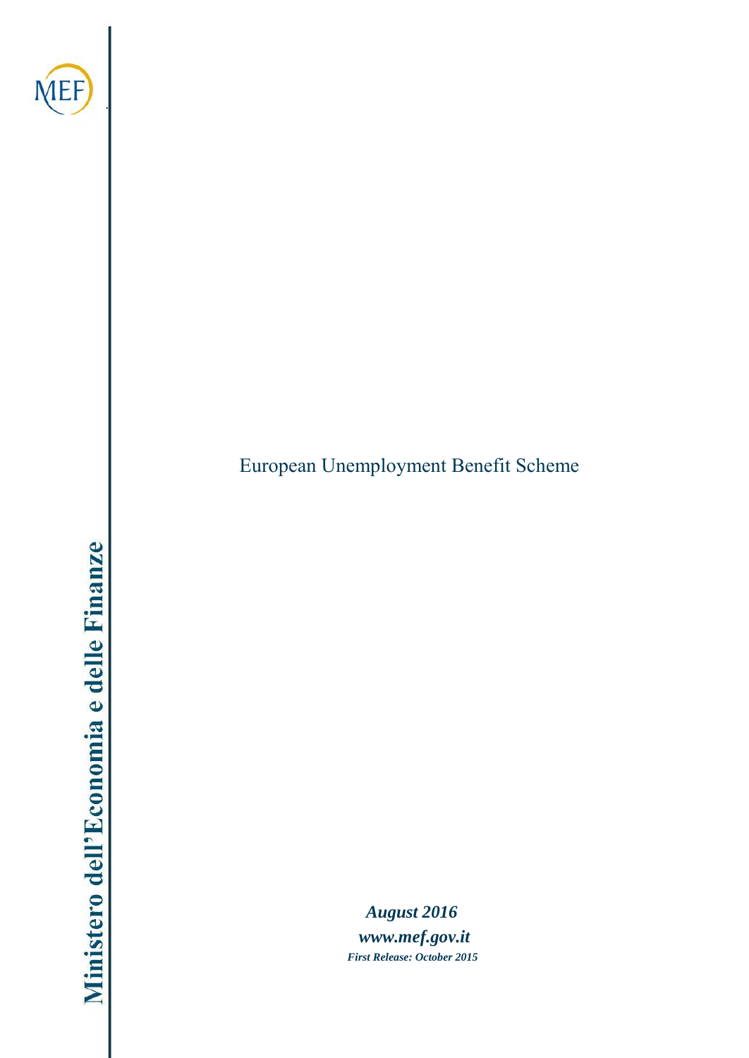MEF

Ministero dell'Economia e delle Finanze

# European Unemployment Benefit Scheme

***August 2016***

***www.mef.gov.it***

***First Release: October 2015***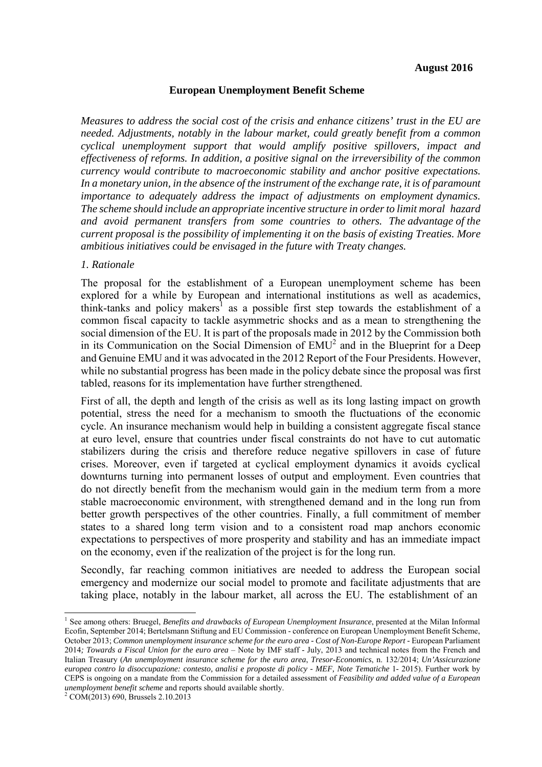**August 2016**

**European Unemployment Benefit Scheme**

*Measures to address the social cost of the crisis and enhance citizens' trust in the EU are needed. Adjustments, notably in the labour market, could greatly benefit from a common cyclical unemployment support that would amplify positive spillovers, impact and effectiveness of reforms. In addition, a positive signal on the irreversibility of the common currency would contribute to macroeconomic stability and anchor positive expectations. In a monetary union, in the absence of the instrument of the exchange rate, it is of paramount importance to adequately address the impact of adjustments on employment dynamics. The scheme should include an appropriate incentive structure in order to limit moral hazard and avoid permanent transfers from some countries to others. The advantage of the current proposal is the possibility of implementing it on the basis of existing Treaties. More ambitious initiatives could be envisaged in the future with Treaty changes.*

*1. Rationale*

The proposal for the establishment of a European unemployment scheme has been explored for a while by European and international institutions as well as academics, think-tanks and policy makers[1] as a possible first step towards the establishment of a common fiscal capacity to tackle asymmetric shocks and as a mean to strengthening the social dimension of the EU. It is part of the proposals made in 2012 by the Commission both in its Communication on the Social Dimension of EMU[2] and in the Blueprint for a Deep and Genuine EMU and it was advocated in the 2012 Report of the Four Presidents. However, while no substantial progress has been made in the policy debate since the proposal was first tabled, reasons for its implementation have further strengthened.

First of all, the depth and length of the crisis as well as its long lasting impact on growth potential, stress the need for a mechanism to smooth the fluctuations of the economic cycle. An insurance mechanism would help in building a consistent aggregate fiscal stance at euro level, ensure that countries under fiscal constraints do not have to cut automatic stabilizers during the crisis and therefore reduce negative spillovers in case of future crises. Moreover, even if targeted at cyclical employment dynamics it avoids cyclical downturns turning into permanent losses of output and employment. Even countries that do not directly benefit from the mechanism would gain in the medium term from a more stable macroeconomic environment, with strengthened demand and in the long run from better growth perspectives of the other countries. Finally, a full commitment of member states to a shared long term vision and to a consistent road map anchors economic expectations to perspectives of more prosperity and stability and has an immediate impact on the economy, even if the realization of the project is for the long run.

Secondly, far reaching common initiatives are needed to address the European social emergency and modernize our social model to promote and facilitate adjustments that are taking place, notably in the labour market, all across the EU. The establishment of an

---

[1] See among others: Bruegel, *Benefits and drawbacks of European Unemployment Insurance*, presented at the Milan Informal Ecofin, September 2014; Bertelsmann Stiftung and EU Commission - conference on European Unemployment Benefit Scheme, October 2013; *Common unemployment insurance scheme for the euro area - Cost of Non-Europe Report* - European Parliament 2014*; Towards a Fiscal Union for the euro area* – Note by IMF staff - July, 2013 and technical notes from the French and Italian Treasury (*An unemployment insurance scheme for the euro area*, *Tresor-Economics*, n. 132/2014; *Un'Assicurazione europea contro la disoccupazione: contesto, analisi e proposte di policy - MEF, Note Tematiche* 1- 2015). Further work by CEPS is ongoing on a mandate from the Commission for a detailed assessment of *Feasibility and added value of a European unemployment benefit scheme* and reports should available shortly.

[2] COM(2013) 690, Brussels 2.10.2013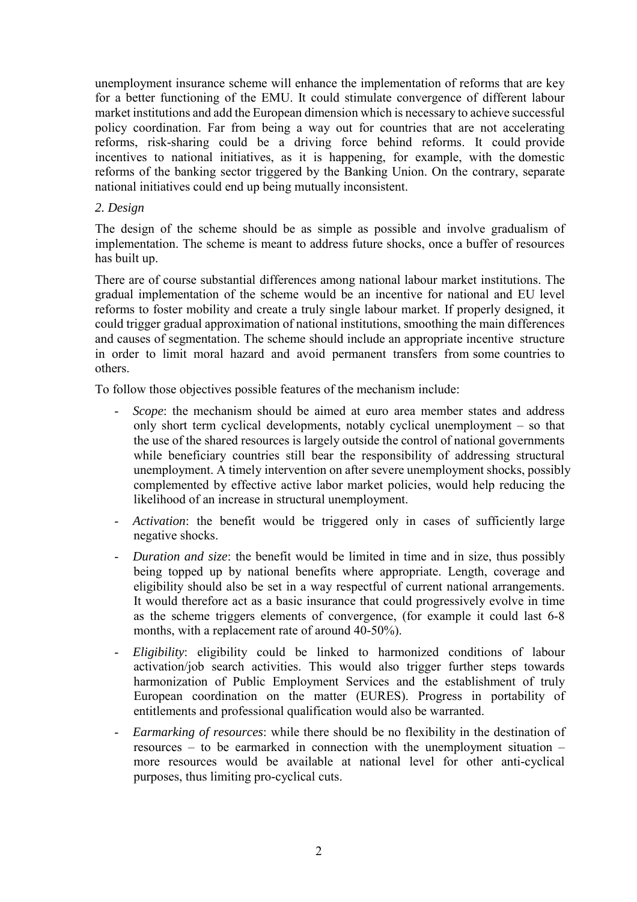unemployment insurance scheme will enhance the implementation of reforms that are key for a better functioning of the EMU. It could stimulate convergence of different labour market institutions and add the European dimension which is necessary to achieve successful policy coordination. Far from being a way out for countries that are not accelerating reforms, risk-sharing could be a driving force behind reforms. It could provide incentives to national initiatives, as it is happening, for example, with the domestic reforms of the banking sector triggered by the Banking Union. On the contrary, separate national initiatives could end up being mutually inconsistent.

*2. Design*

The design of the scheme should be as simple as possible and involve gradualism of implementation. The scheme is meant to address future shocks, once a buffer of resources has built up.

There are of course substantial differences among national labour market institutions. The gradual implementation of the scheme would be an incentive for national and EU level reforms to foster mobility and create a truly single labour market. If properly designed, it could trigger gradual approximation of national institutions, smoothing the main differences and causes of segmentation. The scheme should include an appropriate incentive structure in order to limit moral hazard and avoid permanent transfers from some countries to others.

To follow those objectives possible features of the mechanism include:

- *Scope*: the mechanism should be aimed at euro area member states and address only short term cyclical developments, notably cyclical unemployment – so that the use of the shared resources is largely outside the control of national governments while beneficiary countries still bear the responsibility of addressing structural unemployment. A timely intervention on after severe unemployment shocks, possibly complemented by effective active labor market policies, would help reducing the likelihood of an increase in structural unemployment.
- *Activation*: the benefit would be triggered only in cases of sufficiently large negative shocks.
- *Duration and size*: the benefit would be limited in time and in size, thus possibly being topped up by national benefits where appropriate. Length, coverage and eligibility should also be set in a way respectful of current national arrangements. It would therefore act as a basic insurance that could progressively evolve in time as the scheme triggers elements of convergence, (for example it could last 6-8 months, with a replacement rate of around 40-50%).
- *Eligibility*: eligibility could be linked to harmonized conditions of labour activation/job search activities. This would also trigger further steps towards harmonization of Public Employment Services and the establishment of truly European coordination on the matter (EURES). Progress in portability of entitlements and professional qualification would also be warranted.
- *Earmarking of resources*: while there should be no flexibility in the destination of resources – to be earmarked in connection with the unemployment situation – more resources would be available at national level for other anti-cyclical purposes, thus limiting pro-cyclical cuts.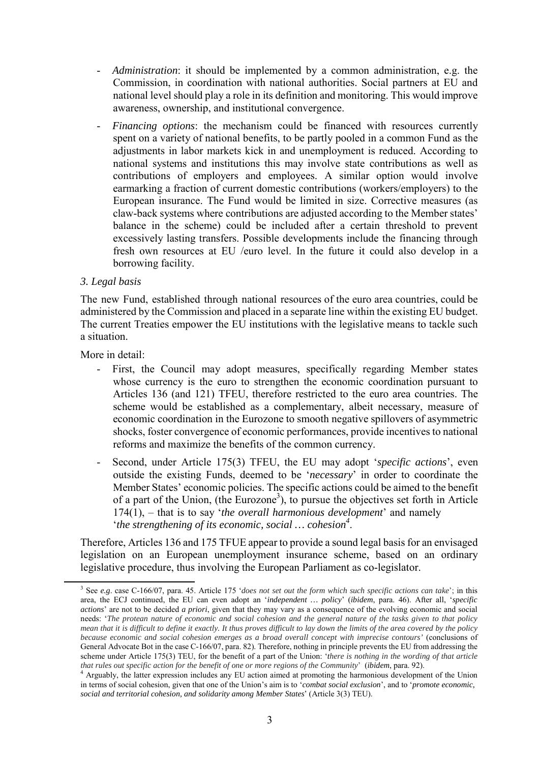- *Administration*: it should be implemented by a common administration, e.g. the Commission, in coordination with national authorities. Social partners at EU and national level should play a role in its definition and monitoring. This would improve awareness, ownership, and institutional convergence.
- *Financing options*: the mechanism could be financed with resources currently spent on a variety of national benefits, to be partly pooled in a common Fund as the adjustments in labor markets kick in and unemployment is reduced. According to national systems and institutions this may involve state contributions as well as contributions of employers and employees. A similar option would involve earmarking a fraction of current domestic contributions (workers/employers) to the European insurance. The Fund would be limited in size. Corrective measures (as claw-back systems where contributions are adjusted according to the Member states' balance in the scheme) could be included after a certain threshold to prevent excessively lasting transfers. Possible developments include the financing through fresh own resources at EU /euro level. In the future it could also develop in a borrowing facility.

*3. Legal basis*

The new Fund, established through national resources of the euro area countries, could be administered by the Commission and placed in a separate line within the existing EU budget. The current Treaties empower the EU institutions with the legislative means to tackle such a situation.

More in detail:

- First, the Council may adopt measures, specifically regarding Member states whose currency is the euro to strengthen the economic coordination pursuant to Articles 136 (and 121) TFEU, therefore restricted to the euro area countries. The scheme would be established as a complementary, albeit necessary, measure of economic coordination in the Eurozone to smooth negative spillovers of asymmetric shocks, foster convergence of economic performances, provide incentives to national reforms and maximize the benefits of the common currency.
- Second, under Article 175(3) TFEU, the EU may adopt '*specific actions*', even outside the existing Funds, deemed to be '*necessary*' in order to coordinate the Member States' economic policies. The specific actions could be aimed to the benefit of a part of the Union, (the Eurozone[3]), to pursue the objectives set forth in Article 174(1), – that is to say '*the overall harmonious development*' and namely '*the strengthening of its economic, social … cohesion*[4]'.

Therefore, Articles 136 and 175 TFUE appear to provide a sound legal basis for an envisaged legislation on an European unemployment insurance scheme, based on an ordinary legislative procedure, thus involving the European Parliament as co-legislator.

[3] See *e.g*. case C-166/07, para. 45. Article 175 '*does not set out the form which such specific actions can take*'; in this area, the ECJ continued, the EU can even adopt an '*independent … policy*' (*ibidem*, para. 46). After all, '*specific actions*' are not to be decided *a priori*, given that they may vary as a consequence of the evolving economic and social needs: '*The protean nature of economic and social cohesion and the general nature of the tasks given to that policy mean that it is difficult to define it exactly. It thus proves difficult to lay down the limits of the area covered by the policy because economic and social cohesion emerges as a broad overall concept with imprecise contours'* (conclusions of General Advocate Bot in the case C-166/07, para. 82). Therefore, nothing in principle prevents the EU from addressing the scheme under Article 175(3) TEU, for the benefit of a part of the Union: '*there is nothing in the wording of that article that rules out specific action for the benefit of one or more regions of the Community*' (*ibidem*, para. 92).

[4] Arguably, the latter expression includes any EU action aimed at promoting the harmonious development of the Union in terms of social cohesion, given that one of the Union's aim is to '*combat social exclusion*', and to '*promote economic, social and territorial cohesion, and solidarity among Member States*' (Article 3(3) TEU).